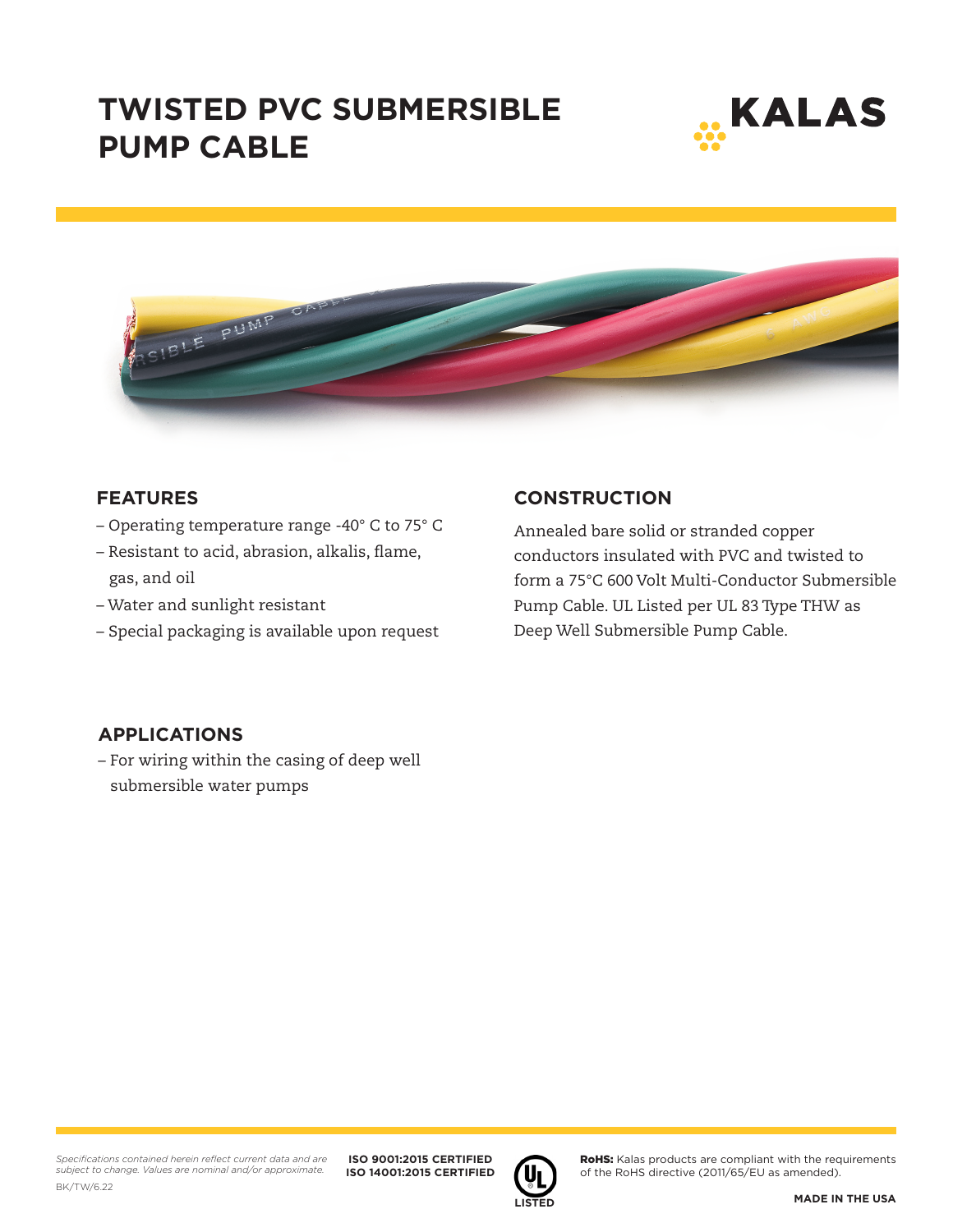# TWISTED PVC SUBMERSIBLE PUMP CABLE

KALAS

## FEATURES

- Operating temperature range -40° C to 75° C
- Resistant to acid, abrasion, alkalis, flame, gas, and oil
- Water and sunlight resistant
- Special packaging is available upon request

## CONSTRUCTION

Annealed bare solid or stranded copper conductors insulated with PVC and twisted to form a 75°C 600 Volt Multi-Conductor Submersible Pump Cable. UL Listed per UL 83 Type THW as Deep Well Submersible Pump Cable.

## APPLICATIONS

- For wiring within the casing of deep well submersible water pumps

*Specifications contained herein reflect current data and are subject to change. Values are nominal and/or approximate.*

BK/TW/6.22

**ISO 9001:2015 CERTIFIED**
**ISO 14001:2015 CERTIFIED**

UL LISTED

**RoHS:** Kalas products are compliant with the requirements of the RoHS directive (2011/65/EU as amended).

**MADE IN THE USA**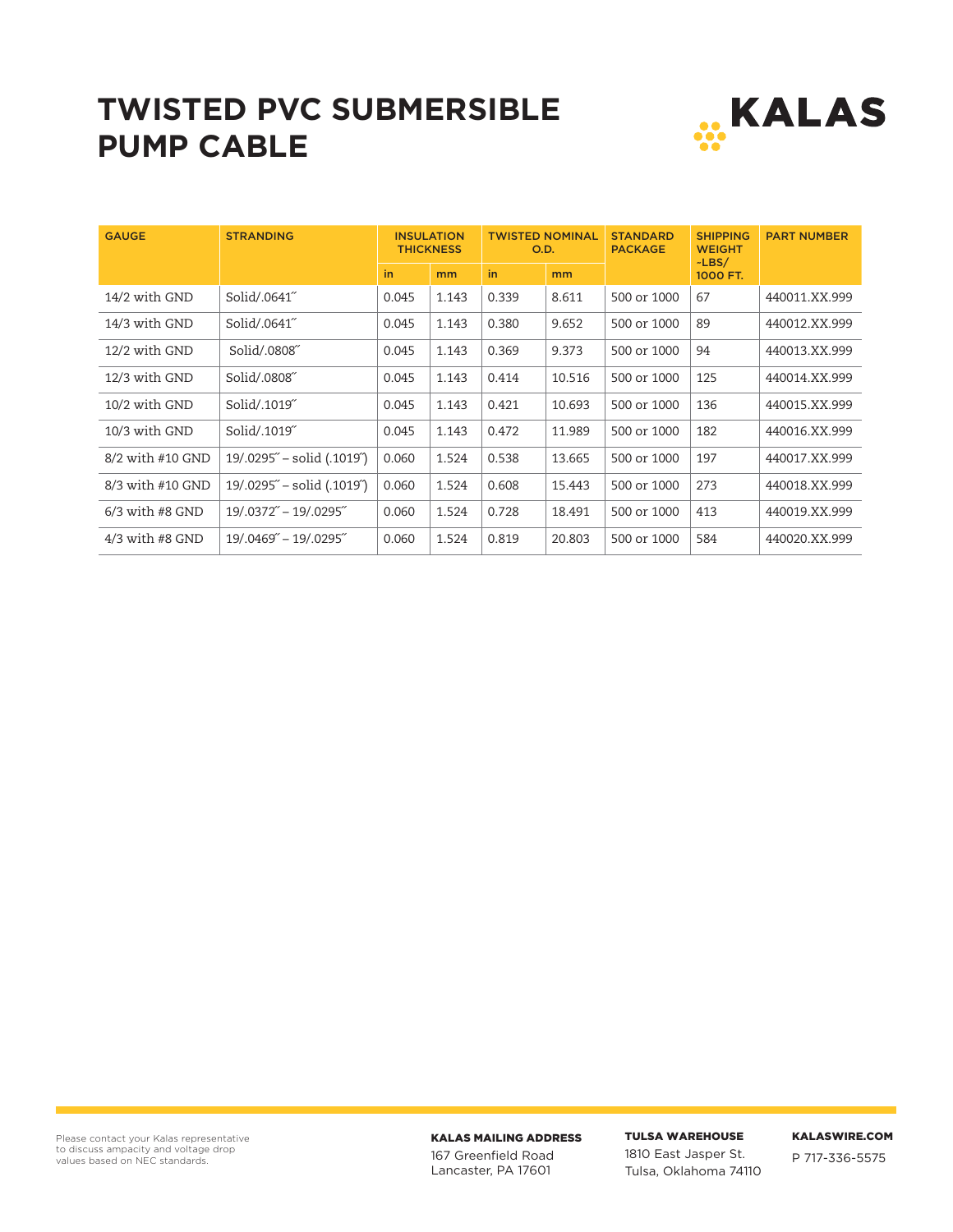# TWISTED PVC SUBMERSIBLE PUMP CABLE

KALAS

| GAUGE | STRANDING | INSULATION THICKNESS | | TWISTED NOMINAL O.D. | | STANDARD PACKAGE | SHIPPING WEIGHT ~LBS/ 1000 FT. | PART NUMBER |
|---|---|---|---|---|---|---|---|---|
| | | in | mm | in | mm | | | |
| 14/2 with GND | Solid/.0641″ | 0.045 | 1.143 | 0.339 | 8.611 | 500 or 1000 | 67 | 440011.XX.999 |
| 14/3 with GND | Solid/.0641″ | 0.045 | 1.143 | 0.380 | 9.652 | 500 or 1000 | 89 | 440012.XX.999 |
| 12/2 with GND | Solid/.0808″ | 0.045 | 1.143 | 0.369 | 9.373 | 500 or 1000 | 94 | 440013.XX.999 |
| 12/3 with GND | Solid/.0808″ | 0.045 | 1.143 | 0.414 | 10.516 | 500 or 1000 | 125 | 440014.XX.999 |
| 10/2 with GND | Solid/.1019″ | 0.045 | 1.143 | 0.421 | 10.693 | 500 or 1000 | 136 | 440015.XX.999 |
| 10/3 with GND | Solid/.1019″ | 0.045 | 1.143 | 0.472 | 11.989 | 500 or 1000 | 182 | 440016.XX.999 |
| 8/2 with #10 GND | 19/.0295″ – solid (.1019″) | 0.060 | 1.524 | 0.538 | 13.665 | 500 or 1000 | 197 | 440017.XX.999 |
| 8/3 with #10 GND | 19/.0295″ – solid (.1019″) | 0.060 | 1.524 | 0.608 | 15.443 | 500 or 1000 | 273 | 440018.XX.999 |
| 6/3 with #8 GND | 19/.0372″ – 19/.0295″ | 0.060 | 1.524 | 0.728 | 18.491 | 500 or 1000 | 413 | 440019.XX.999 |
| 4/3 with #8 GND | 19/.0469″ – 19/.0295″ | 0.060 | 1.524 | 0.819 | 20.803 | 500 or 1000 | 584 | 440020.XX.999 |

Please contact your Kalas representative to discuss ampacity and voltage drop values based on NEC standards.

**KALAS MAILING ADDRESS**
167 Greenfield Road
Lancaster, PA 17601

**TULSA WAREHOUSE**
1810 East Jasper St.
Tulsa, Oklahoma 74110

**KALASWIRE.COM**
P 717-336-5575